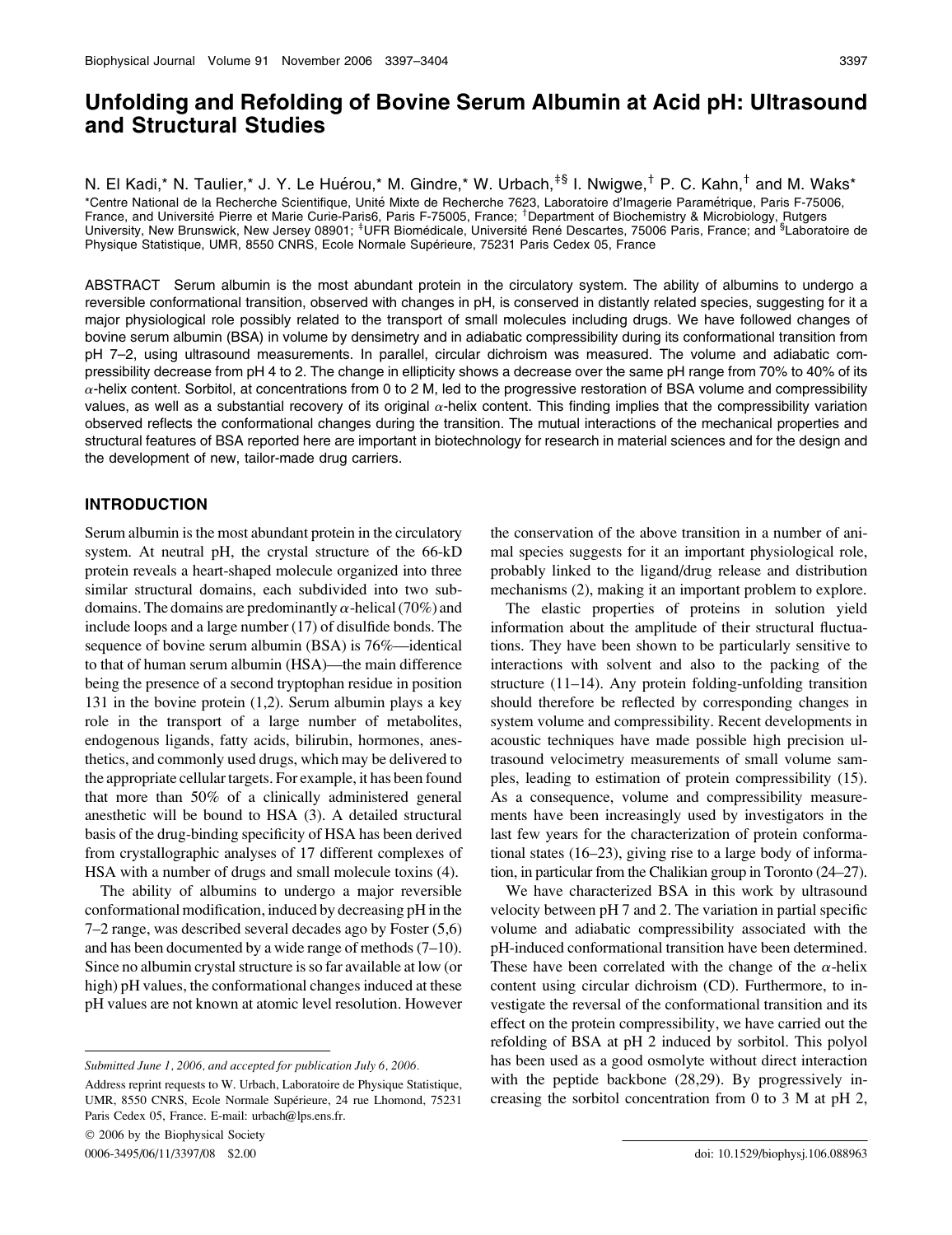# Unfolding and Refolding of Bovine Serum Albumin at Acid pH: Ultrasound and Structural Studies

N. El Kadi,* N. Taulier,* J. Y. Le Huérou,* M. Gindre,* W. Urbach,[‡§] I. Nwigwe,[†] P. C. Kahn,[†] and M. Waks*

*Centre National de la Recherche Scientifique, Unité Mixte de Recherche 7623, Laboratoire d'Imagerie Paramétrique, Paris F-75006, France, and Université Pierre et Marie Curie-Paris6, Paris F-75005, France; [†]Department of Biochemistry & Microbiology, Rutgers University, New Brunswick, New Jersey 08901; [‡]UFR Biomédicale, Université René Descartes, 75006 Paris, France; and [§]Laboratoire de Physique Statistique, UMR, 8550 CNRS, Ecole Normale Supérieure, 75231 Paris Cedex 05, France

ABSTRACT Serum albumin is the most abundant protein in the circulatory system. The ability of albumins to undergo a reversible conformational transition, observed with changes in pH, is conserved in distantly related species, suggesting for it a major physiological role possibly related to the transport of small molecules including drugs. We have followed changes of bovine serum albumin (BSA) in volume by densimetry and in adiabatic compressibility during its conformational transition from pH 7–2, using ultrasound measurements. In parallel, circular dichroism was measured. The volume and adiabatic compressibility decrease from pH 4 to 2. The change in ellipticity shows a decrease over the same pH range from 70% to 40% of its $\alpha$-helix content. Sorbitol, at concentrations from 0 to 2 M, led to the progressive restoration of BSA volume and compressibility values, as well as a substantial recovery of its original $\alpha$-helix content. This finding implies that the compressibility variation observed reflects the conformational changes during the transition. The mutual interactions of the mechanical properties and structural features of BSA reported here are important in biotechnology for research in material sciences and for the design and the development of new, tailor-made drug carriers.

## INTRODUCTION

Serum albumin is the most abundant protein in the circulatory system. At neutral pH, the crystal structure of the 66-kD protein reveals a heart-shaped molecule organized into three similar structural domains, each subdivided into two subdomains. The domains are predominantly $\alpha$-helical (70%) and include loops and a large number (17) of disulfide bonds. The sequence of bovine serum albumin (BSA) is 76%—identical to that of human serum albumin (HSA)—the main difference being the presence of a second tryptophan residue in position 131 in the bovine protein (1,2). Serum albumin plays a key role in the transport of a large number of metabolites, endogenous ligands, fatty acids, bilirubin, hormones, anesthetics, and commonly used drugs, which may be delivered to the appropriate cellular targets. For example, it has been found that more than 50% of a clinically administered general anesthetic will be bound to HSA (3). A detailed structural basis of the drug-binding specificity of HSA has been derived from crystallographic analyses of 17 different complexes of HSA with a number of drugs and small molecule toxins (4).

The ability of albumins to undergo a major reversible conformational modification, induced by decreasing pH in the 7–2 range, was described several decades ago by Foster (5,6) and has been documented by a wide range of methods (7–10). Since no albumin crystal structure is so far available at low (or high) pH values, the conformational changes induced at these pH values are not known at atomic level resolution. However the conservation of the above transition in a number of animal species suggests for it an important physiological role, probably linked to the ligand/drug release and distribution mechanisms (2), making it an important problem to explore.

The elastic properties of proteins in solution yield information about the amplitude of their structural fluctuations. They have been shown to be particularly sensitive to interactions with solvent and also to the packing of the structure (11–14). Any protein folding-unfolding transition should therefore be reflected by corresponding changes in system volume and compressibility. Recent developments in acoustic techniques have made possible high precision ultrasound velocimetry measurements of small volume samples, leading to estimation of protein compressibility (15). As a consequence, volume and compressibility measurements have been increasingly used by investigators in the last few years for the characterization of protein conformational states (16–23), giving rise to a large body of information, in particular from the Chalikian group in Toronto (24–27).

We have characterized BSA in this work by ultrasound velocity between pH 7 and 2. The variation in partial specific volume and adiabatic compressibility associated with the pH-induced conformational transition have been determined. These have been correlated with the change of the $\alpha$-helix content using circular dichroism (CD). Furthermore, to investigate the reversal of the conformational transition and its effect on the protein compressibility, we have carried out the refolding of BSA at pH 2 induced by sorbitol. This polyol has been used as a good osmolyte without direct interaction with the peptide backbone (28,29). By progressively increasing the sorbitol concentration from 0 to 3 M at pH 2,

Submitted June 1, 2006, and accepted for publication July 6, 2006.

Address reprint requests to W. Urbach, Laboratoire de Physique Statistique, UMR, 8550 CNRS, Ecole Normale Supérieure, 24 rue Lhomond, 75231 Paris Cedex 05, France. E-mail: urbach@lps.ens.fr.

© 2006 by the Biophysical Society

0006-3495/06/11/3397/08 $2.00 doi: 10.1529/biophysj.106.088963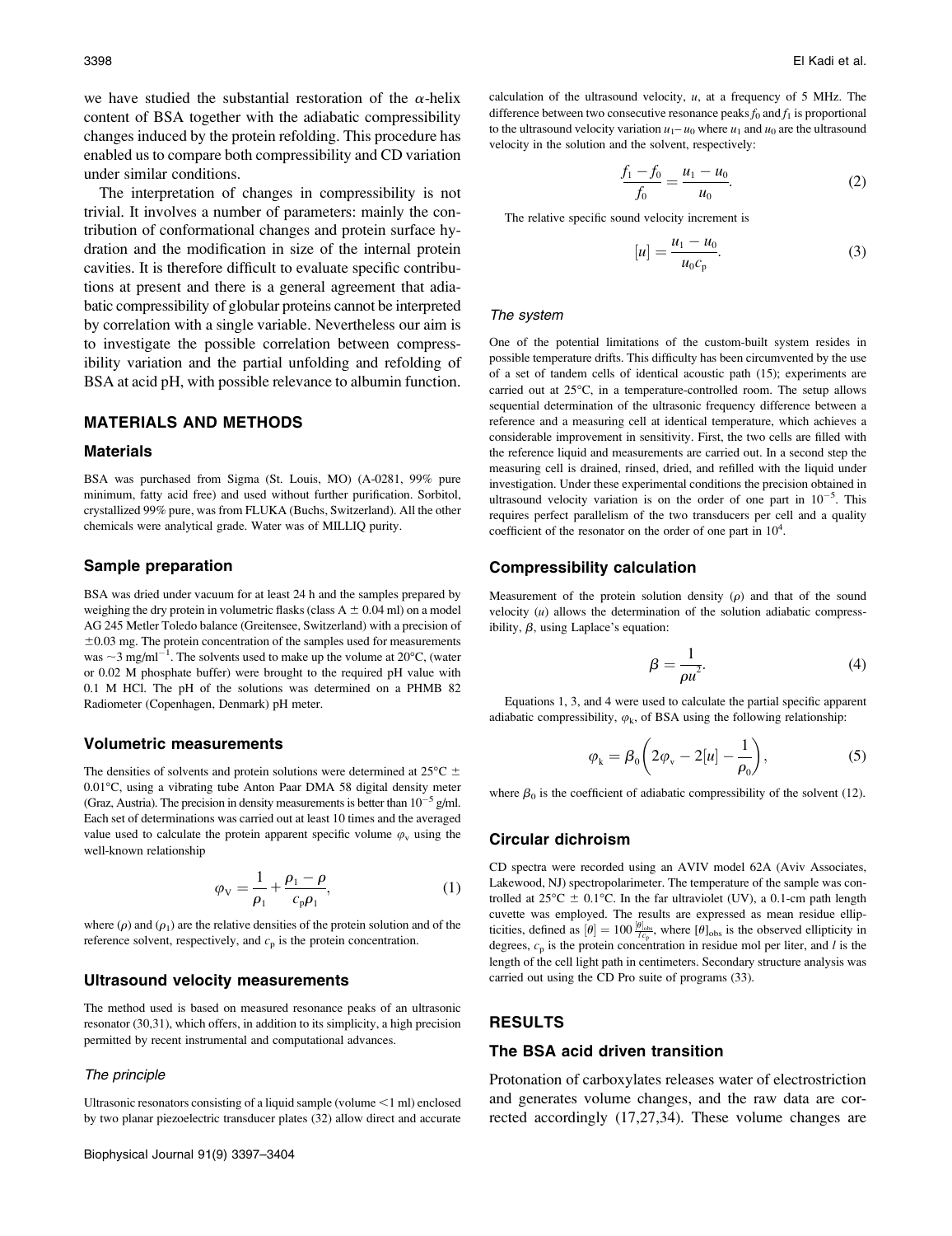we have studied the substantial restoration of the $\alpha$-helix content of BSA together with the adiabatic compressibility changes induced by the protein refolding. This procedure has enabled us to compare both compressibility and CD variation under similar conditions.

The interpretation of changes in compressibility is not trivial. It involves a number of parameters: mainly the contribution of conformational changes and protein surface hydration and the modification in size of the internal protein cavities. It is therefore difficult to evaluate specific contributions at present and there is a general agreement that adiabatic compressibility of globular proteins cannot be interpreted by correlation with a single variable. Nevertheless our aim is to investigate the possible correlation between compressibility variation and the partial unfolding and refolding of BSA at acid pH, with possible relevance to albumin function.

## MATERIALS AND METHODS

### Materials

BSA was purchased from Sigma (St. Louis, MO) (A-0281, 99% pure minimum, fatty acid free) and used without further purification. Sorbitol, crystallized 99% pure, was from FLUKA (Buchs, Switzerland). All the other chemicals were analytical grade. Water was of MILLIQ purity.

### Sample preparation

BSA was dried under vacuum for at least 24 h and the samples prepared by weighing the dry protein in volumetric flasks (class A $\pm$ 0.04 ml) on a model AG 245 Metler Toledo balance (Greitensee, Switzerland) with a precision of $\pm$0.03 mg. The protein concentration of the samples used for measurements was ~3 mg/ml$^{-1}$. The solvents used to make up the volume at 20°C, (water or 0.02 M phosphate buffer) were brought to the required pH value with 0.1 M HCl. The pH of the solutions was determined on a PHMB 82 Radiometer (Copenhagen, Denmark) pH meter.

### Volumetric measurements

The densities of solvents and protein solutions were determined at 25°C $\pm$ 0.01°C, using a vibrating tube Anton Paar DMA 58 digital density meter (Graz, Austria). The precision in density measurements is better than $10^{-5}$ g/ml. Each set of determinations was carried out at least 10 times and the averaged value used to calculate the protein apparent specific volume $\varphi_v$ using the well-known relationship

$$\varphi_V = \frac{1}{\rho_1} + \frac{\rho_1 - \rho}{c_p \rho_1}, \tag{1}$$

where ($\rho$) and ($\rho_1$) are the relative densities of the protein solution and of the reference solvent, respectively, and $c_p$ is the protein concentration.

### Ultrasound velocity measurements

The method used is based on measured resonance peaks of an ultrasonic resonator (30,31), which offers, in addition to its simplicity, a high precision permitted by recent instrumental and computational advances.

#### *The principle*

Ultrasonic resonators consisting of a liquid sample (volume <1 ml) enclosed by two planar piezoelectric transducer plates (32) allow direct and accurate calculation of the ultrasound velocity, $u$, at a frequency of 5 MHz. The difference between two consecutive resonance peaks $f_0$ and $f_1$ is proportional to the ultrasound velocity variation $u_1 - u_0$ where $u_1$ and $u_0$ are the ultrasound velocity in the solution and the solvent, respectively:

$$\frac{f_1 - f_0}{f_0} = \frac{u_1 - u_0}{u_0}. \tag{2}$$

The relative specific sound velocity increment is

$$[u] = \frac{u_1 - u_0}{u_0 c_p}. \tag{3}$$

#### *The system*

One of the potential limitations of the custom-built system resides in possible temperature drifts. This difficulty has been circumvented by the use of a set of tandem cells of identical acoustic path (15); experiments are carried out at 25°C, in a temperature-controlled room. The setup allows sequential determination of the ultrasonic frequency difference between a reference and a measuring cell at identical temperature, which achieves a considerable improvement in sensitivity. First, the two cells are filled with the reference liquid and measurements are carried out. In a second step the measuring cell is drained, rinsed, dried, and refilled with the liquid under investigation. Under these experimental conditions the precision obtained in ultrasound velocity variation is on the order of one part in $10^{-5}$. This requires perfect parallelism of the two transducers per cell and a quality coefficient of the resonator on the order of one part in $10^4$.

### Compressibility calculation

Measurement of the protein solution density ($\rho$) and that of the sound velocity ($u$) allows the determination of the solution adiabatic compressibility, $\beta$, using Laplace's equation:

$$\beta = \frac{1}{\rho u^2}. \tag{4}$$

Equations 1, 3, and 4 were used to calculate the partial specific apparent adiabatic compressibility, $\varphi_k$, of BSA using the following relationship:

$$\varphi_k = \beta_0 \left( 2\varphi_v - 2[u] - \frac{1}{\rho_0} \right), \tag{5}$$

where $\beta_0$ is the coefficient of adiabatic compressibility of the solvent (12).

### Circular dichroism

CD spectra were recorded using an AVIV model 62A (Aviv Associates, Lakewood, NJ) spectropolarimeter. The temperature of the sample was controlled at 25°C $\pm$ 0.1°C. In the far ultraviolet (UV), a 0.1-cm path length cuvette was employed. The results are expressed as mean residue ellipticities, defined as $[\theta] = 100 \frac{[\theta]_{obs}}{l c_p}$, where $[\theta]_{obs}$ is the observed ellipticity in degrees, $c_p$ is the protein concentration in residue mol per liter, and $l$ is the length of the cell light path in centimeters. Secondary structure analysis was carried out using the CD Pro suite of programs (33).

## RESULTS

### The BSA acid driven transition

Protonation of carboxylates releases water of electrostriction and generates volume changes, and the raw data are corrected accordingly (17,27,34). These volume changes are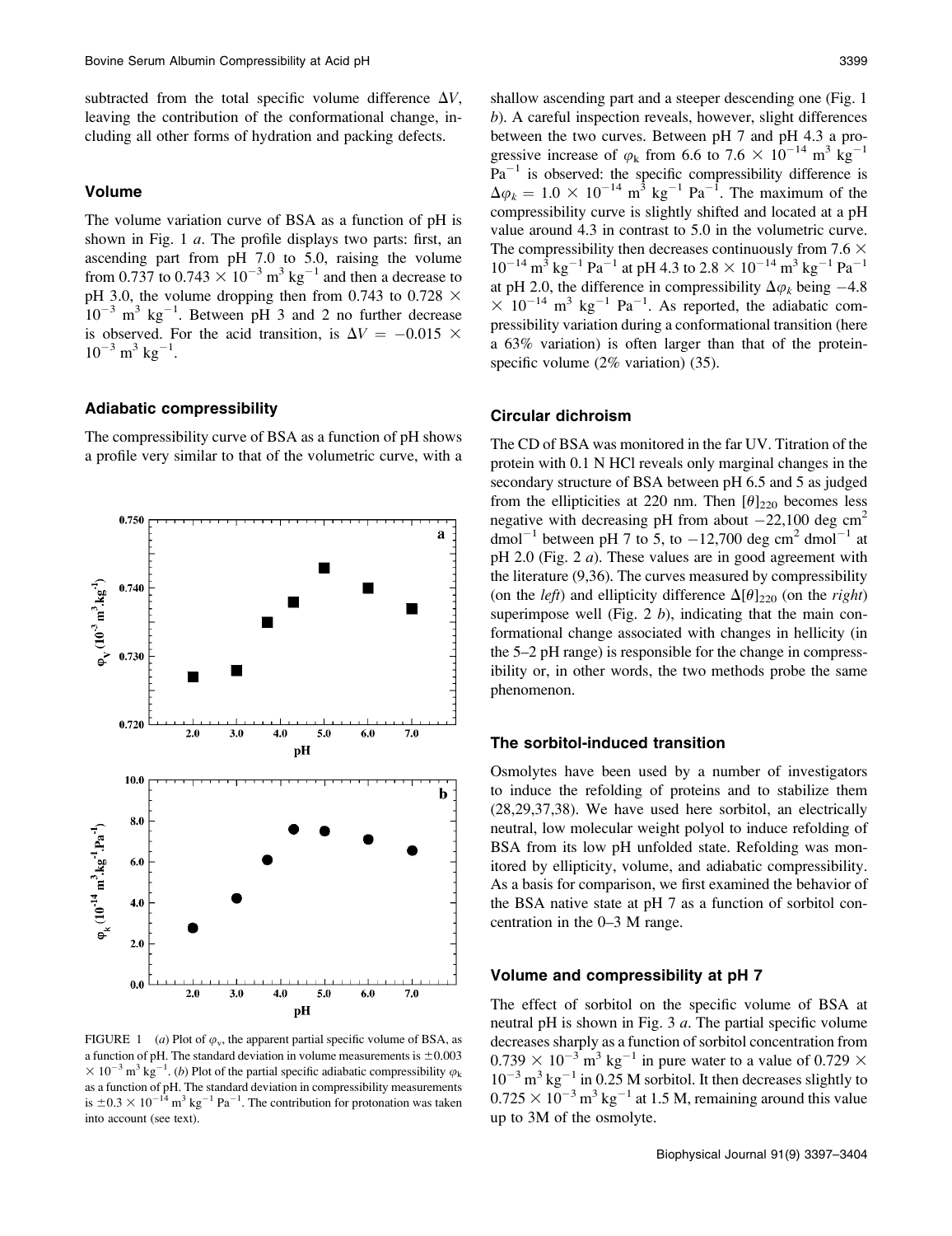subtracted from the total specific volume difference $\Delta V$, leaving the contribution of the conformational change, including all other forms of hydration and packing defects.

### Volume

The volume variation curve of BSA as a function of pH is shown in Fig. 1 *a*. The profile displays two parts: first, an ascending part from pH 7.0 to 5.0, raising the volume from 0.737 to $0.743 \times 10^{-3}$ m$^3$ kg$^{-1}$ and then a decrease to pH 3.0, the volume dropping then from 0.743 to $0.728 \times 10^{-3}$ m$^3$ kg$^{-1}$. Between pH 3 and 2 no further decrease is observed. For the acid transition, is $\Delta V = -0.015 \times 10^{-3}$ m$^3$ kg$^{-1}$.

### Adiabatic compressibility

The compressibility curve of BSA as a function of pH shows a profile very similar to that of the volumetric curve, with a shallow ascending part and a steeper descending one (Fig. 1 *b*). A careful inspection reveals, however, slight differences between the two curves. Between pH 7 and pH 4.3 a progressive increase of $\varphi_k$ from 6.6 to $7.6 \times 10^{-14}$ m$^3$ kg$^{-1}$ Pa$^{-1}$ is observed: the specific compressibility difference is $\Delta\varphi_k = 1.0 \times 10^{-14}$ m$^3$ kg$^{-1}$ Pa$^{-1}$. The maximum of the compressibility curve is slightly shifted and located at a pH value around 4.3 in contrast to 5.0 in the volumetric curve. The compressibility then decreases continuously from $7.6 \times 10^{-14}$ m$^3$ kg$^{-1}$ Pa$^{-1}$ at pH 4.3 to $2.8 \times 10^{-14}$ m$^3$ kg$^{-1}$ Pa$^{-1}$ at pH 2.0, the difference in compressibility $\Delta\varphi_k$ being $-4.8 \times 10^{-14}$ m$^3$ kg$^{-1}$ Pa$^{-1}$. As reported, the adiabatic compressibility variation during a conformational transition (here a 63% variation) is often larger than that of the protein-specific volume (2% variation) (35).

FIGURE 1 (*a*) Plot of $\varphi_v$, the apparent partial specific volume of BSA, as a function of pH. The standard deviation in volume measurements is $\pm 0.003 \times 10^{-3}$ m$^3$ kg$^{-1}$. (*b*) Plot of the partial specific adiabatic compressibility $\varphi_k$ as a function of pH. The standard deviation in compressibility measurements is $\pm 0.3 \times 10^{-14}$ m$^3$ kg$^{-1}$ Pa$^{-1}$. The contribution for protonation was taken into account (see text).

### Circular dichroism

The CD of BSA was monitored in the far UV. Titration of the protein with 0.1 N HCl reveals only marginal changes in the secondary structure of BSA between pH 6.5 and 5 as judged from the ellipticities at 220 nm. Then $[\theta]_{220}$ becomes less negative with decreasing pH from about $-22{,}100$ deg cm$^2$ dmol$^{-1}$ between pH 7 to 5, to $-12{,}700$ deg cm$^2$ dmol$^{-1}$ at pH 2.0 (Fig. 2 *a*). These values are in good agreement with the literature (9,36). The curves measured by compressibility (on the *left*) and ellipticity difference $\Delta[\theta]_{220}$ (on the *right*) superimpose well (Fig. 2 *b*), indicating that the main conformational change associated with changes in hellicity (in the 5–2 pH range) is responsible for the change in compressibility or, in other words, the two methods probe the same phenomenon.

### The sorbitol-induced transition

Osmolytes have been used by a number of investigators to induce the refolding of proteins and to stabilize them (28,29,37,38). We have used here sorbitol, an electrically neutral, low molecular weight polyol to induce refolding of BSA from its low pH unfolded state. Refolding was monitored by ellipticity, volume, and adiabatic compressibility. As a basis for comparison, we first examined the behavior of the BSA native state at pH 7 as a function of sorbitol concentration in the 0–3 M range.

### Volume and compressibility at pH 7

The effect of sorbitol on the specific volume of BSA at neutral pH is shown in Fig. 3 *a*. The partial specific volume decreases sharply as a function of sorbitol concentration from $0.739 \times 10^{-3}$ m$^3$ kg$^{-1}$ in pure water to a value of $0.729 \times 10^{-3}$ m$^3$ kg$^{-1}$ in 0.25 M sorbitol. It then decreases slightly to $0.725 \times 10^{-3}$ m$^3$ kg$^{-1}$ at 1.5 M, remaining around this value up to 3M of the osmolyte.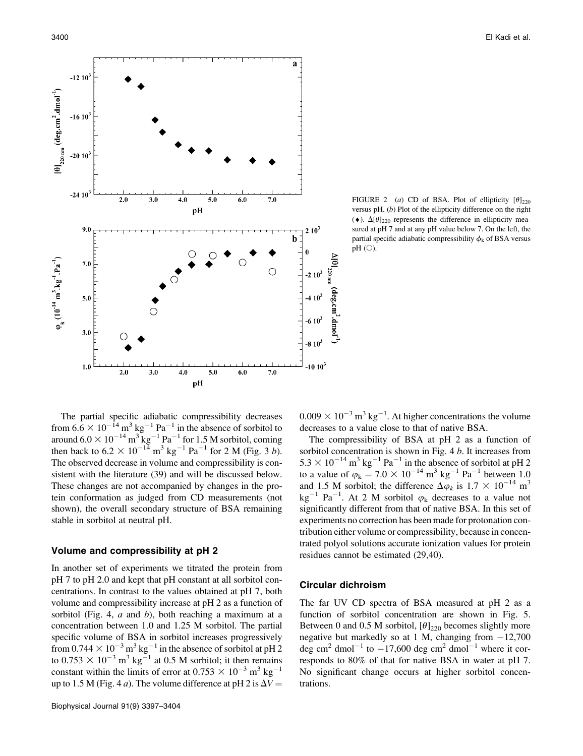FIGURE 2 (*a*) CD of BSA. Plot of ellipticity $[\theta]_{220}$ versus pH. (*b*) Plot of the ellipticity difference on the right (♦). $\Delta[\theta]_{220}$ represents the difference in ellipticity measured at pH 7 and at any pH value below 7. On the left, the partial specific adiabatic compressibility $\phi_k$ of BSA versus pH (○).

The partial specific adiabatic compressibility decreases from $6.6 \times 10^{-14}$ m$^3$ kg$^{-1}$ Pa$^{-1}$ in the absence of sorbitol to around $6.0 \times 10^{-14}$ m$^3$ kg$^{-1}$ Pa$^{-1}$ for 1.5 M sorbitol, coming then back to $6.2 \times 10^{-14}$ m$^3$ kg$^{-1}$ Pa$^{-1}$ for 2 M (Fig. 3 *b*). The observed decrease in volume and compressibility is consistent with the literature (39) and will be discussed below. These changes are not accompanied by changes in the protein conformation as judged from CD measurements (not shown), the overall secondary structure of BSA remaining stable in sorbitol at neutral pH.

### Volume and compressibility at pH 2

In another set of experiments we titrated the protein from pH 7 to pH 2.0 and kept that pH constant at all sorbitol concentrations. In contrast to the values obtained at pH 7, both volume and compressibility increase at pH 2 as a function of sorbitol (Fig. 4, *a* and *b*), both reaching a maximum at a concentration between 1.0 and 1.25 M sorbitol. The partial specific volume of BSA in sorbitol increases progressively from $0.744 \times 10^{-3}$ m$^3$ kg$^{-1}$ in the absence of sorbitol at pH 2 to $0.753 \times 10^{-3}$ m$^3$ kg$^{-1}$ at 0.5 M sorbitol; it then remains constant within the limits of error at $0.753 \times 10^{-3}$ m$^3$ kg$^{-1}$ up to 1.5 M (Fig. 4 *a*). The volume difference at pH 2 is $\Delta V = 0.009 \times 10^{-3}$ m$^3$ kg$^{-1}$. At higher concentrations the volume decreases to a value close to that of native BSA.

The compressibility of BSA at pH 2 as a function of sorbitol concentration is shown in Fig. 4 *b*. It increases from $5.3 \times 10^{-14}$ m$^3$ kg$^{-1}$ Pa$^{-1}$ in the absence of sorbitol at pH 2 to a value of $\varphi_k = 7.0 \times 10^{-14}$ m$^3$ kg$^{-1}$ Pa$^{-1}$ between 1.0 and 1.5 M sorbitol; the difference $\Delta\varphi_k$ is $1.7 \times 10^{-14}$ m$^3$ kg$^{-1}$ Pa$^{-1}$. At 2 M sorbitol $\varphi_k$ decreases to a value not significantly different from that of native BSA. In this set of experiments no correction has been made for protonation contribution either volume or compressibility, because in concentrated polyol solutions accurate ionization values for protein residues cannot be estimated (29,40).

### Circular dichroism

The far UV CD spectra of BSA measured at pH 2 as a function of sorbitol concentration are shown in Fig. 5. Between 0 and 0.5 M sorbitol, $[\theta]_{220}$ becomes slightly more negative but markedly so at 1 M, changing from $-12{,}700$ deg cm$^2$ dmol$^{-1}$ to $-17{,}600$ deg cm$^2$ dmol$^{-1}$ where it corresponds to 80% of that for native BSA in water at pH 7. No significant change occurs at higher sorbitol concentrations.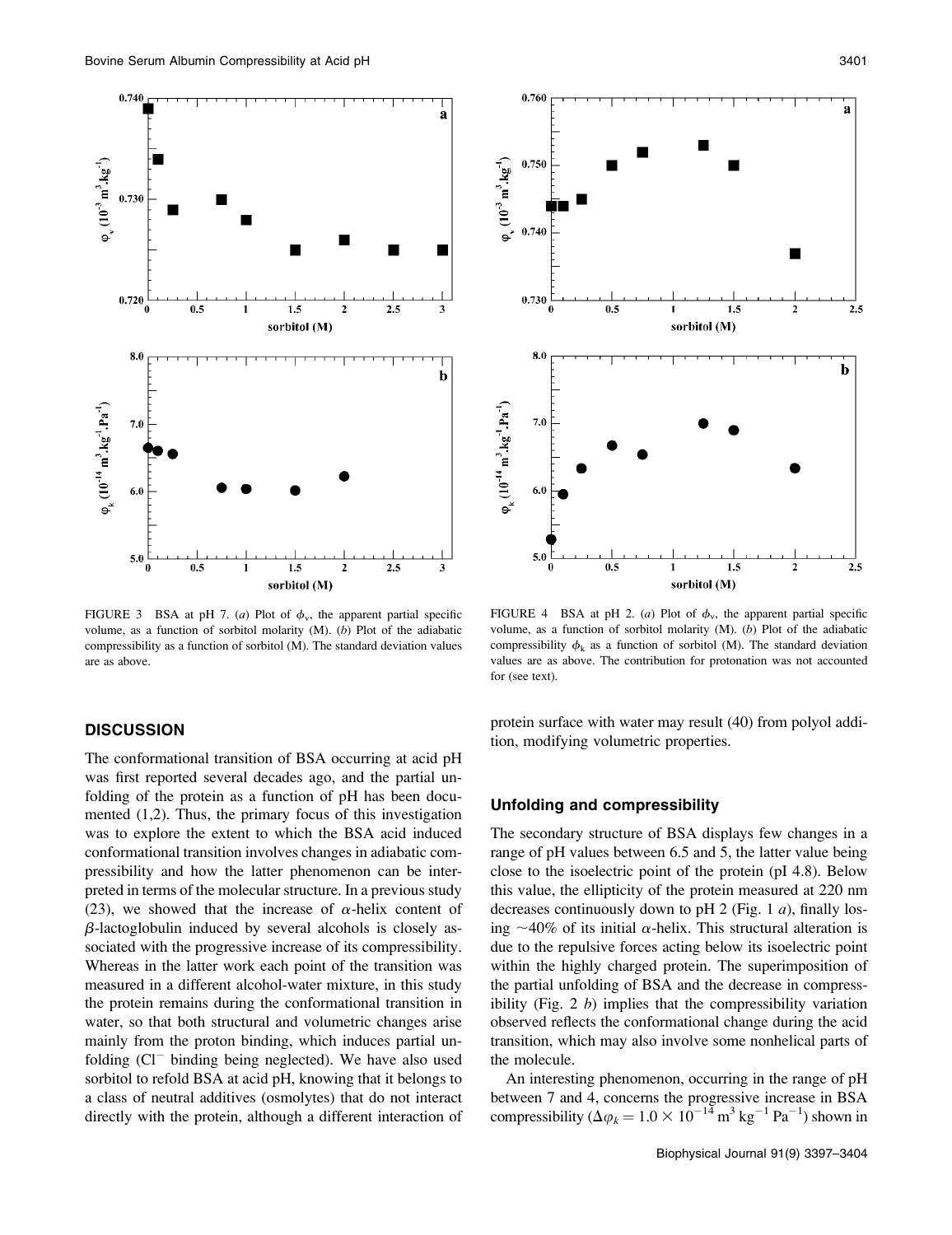FIGURE 3 BSA at pH 7. (*a*) Plot of $\phi_v$, the apparent partial specific volume, as a function of sorbitol molarity (M). (*b*) Plot of the adiabatic compressibility as a function of sorbitol (M). The standard deviation values are as above.

FIGURE 4 BSA at pH 2. (*a*) Plot of $\phi_v$, the apparent partial specific volume, as a function of sorbitol molarity (M). (*b*) Plot of the adiabatic compressibility $\phi_k$ as a function of sorbitol (M). The standard deviation values are as above. The contribution for protonation was not accounted for (see text).

## DISCUSSION

The conformational transition of BSA occurring at acid pH was first reported several decades ago, and the partial unfolding of the protein as a function of pH has been documented (1,2). Thus, the primary focus of this investigation was to explore the extent to which the BSA acid induced conformational transition involves changes in adiabatic compressibility and how the latter phenomenon can be interpreted in terms of the molecular structure. In a previous study (23), we showed that the increase of $\alpha$-helix content of $\beta$-lactoglobulin induced by several alcohols is closely associated with the progressive increase of its compressibility. Whereas in the latter work each point of the transition was measured in a different alcohol-water mixture, in this study the protein remains during the conformational transition in water, so that both structural and volumetric changes arise mainly from the proton binding, which induces partial unfolding ($Cl^-$ binding being neglected). We have also used sorbitol to refold BSA at acid pH, knowing that it belongs to a class of neutral additives (osmolytes) that do not interact directly with the protein, although a different interaction of protein surface with water may result (40) from polyol addition, modifying volumetric properties.

### Unfolding and compressibility

The secondary structure of BSA displays few changes in a range of pH values between 6.5 and 5, the latter value being close to the isoelectric point of the protein (pI 4.8). Below this value, the ellipticity of the protein measured at 220 nm decreases continuously down to pH 2 (Fig. 1 *a*), finally losing ~40% of its initial $\alpha$-helix. This structural alteration is due to the repulsive forces acting below its isoelectric point within the highly charged protein. The superimposition of the partial unfolding of BSA and the decrease in compressibility (Fig. 2 *b*) implies that the compressibility variation observed reflects the conformational change during the acid transition, which may also involve some nonhelical parts of the molecule.

An interesting phenomenon, occurring in the range of pH between 7 and 4, concerns the progressive increase in BSA compressibility ($\Delta\varphi_k = 1.0 \times 10^{-14}$ m$^3$ kg$^{-1}$ Pa$^{-1}$) shown in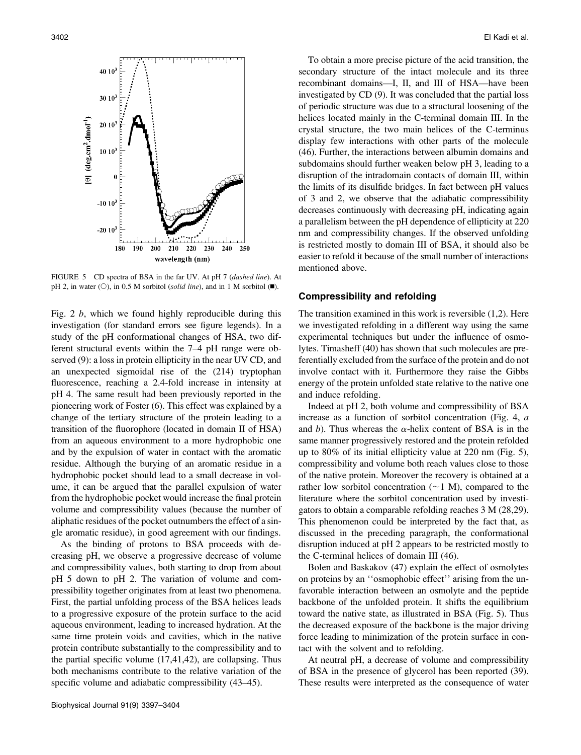FIGURE 5 CD spectra of BSA in the far UV. At pH 7 (*dashed line*). At pH 2, in water (○), in 0.5 M sorbitol (*solid line*), and in 1 M sorbitol (■).

Fig. 2 *b*, which we found highly reproducible during this investigation (for standard errors see figure legends). In a study of the pH conformational changes of HSA, two different structural events within the 7–4 pH range were observed (9): a loss in protein ellipticity in the near UV CD, and an unexpected sigmoidal rise of the (214) tryptophan fluorescence, reaching a 2.4-fold increase in intensity at pH 4. The same result had been previously reported in the pioneering work of Foster (6). This effect was explained by a change of the tertiary structure of the protein leading to a transition of the fluorophore (located in domain II of HSA) from an aqueous environment to a more hydrophobic one and by the expulsion of water in contact with the aromatic residue. Although the burying of an aromatic residue in a hydrophobic pocket should lead to a small decrease in volume, it can be argued that the parallel expulsion of water from the hydrophobic pocket would increase the final protein volume and compressibility values (because the number of aliphatic residues of the pocket outnumbers the effect of a single aromatic residue), in good agreement with our findings.

As the binding of protons to BSA proceeds with decreasing pH, we observe a progressive decrease of volume and compressibility values, both starting to drop from about pH 5 down to pH 2. The variation of volume and compressibility together originates from at least two phenomena. First, the partial unfolding process of the BSA helices leads to a progressive exposure of the protein surface to the acid aqueous environment, leading to increased hydration. At the same time protein voids and cavities, which in the native protein contribute substantially to the compressibility and to the partial specific volume (17,41,42), are collapsing. Thus both mechanisms contribute to the relative variation of the specific volume and adiabatic compressibility (43–45).

To obtain a more precise picture of the acid transition, the secondary structure of the intact molecule and its three recombinant domains—I, II, and III of HSA—have been investigated by CD (9). It was concluded that the partial loss of periodic structure was due to a structural loosening of the helices located mainly in the C-terminal domain III. In the crystal structure, the two main helices of the C-terminus display few interactions with other parts of the molecule (46). Further, the interactions between albumin domains and subdomains should further weaken below pH 3, leading to a disruption of the intradomain contacts of domain III, within the limits of its disulfide bridges. In fact between pH values of 3 and 2, we observe that the adiabatic compressibility decreases continuously with decreasing pH, indicating again a parallelism between the pH dependence of ellipticity at 220 nm and compressibility changes. If the observed unfolding is restricted mostly to domain III of BSA, it should also be easier to refold it because of the small number of interactions mentioned above.

## Compressibility and refolding

The transition examined in this work is reversible (1,2). Here we investigated refolding in a different way using the same experimental techniques but under the influence of osmolytes. Timasheff (40) has shown that such molecules are preferentially excluded from the surface of the protein and do not involve contact with it. Furthermore they raise the Gibbs energy of the protein unfolded state relative to the native one and induce refolding.

Indeed at pH 2, both volume and compressibility of BSA increase as a function of sorbitol concentration (Fig. 4, *a* and *b*). Thus whereas the $\alpha$-helix content of BSA is in the same manner progressively restored and the protein refolded up to 80% of its initial ellipticity value at 220 nm (Fig. 5), compressibility and volume both reach values close to those of the native protein. Moreover the recovery is obtained at a rather low sorbitol concentration (~1 M), compared to the literature where the sorbitol concentration used by investigators to obtain a comparable refolding reaches 3 M (28,29). This phenomenon could be interpreted by the fact that, as discussed in the preceding paragraph, the conformational disruption induced at pH 2 appears to be restricted mostly to the C-terminal helices of domain III (46).

Bolen and Baskakov (47) explain the effect of osmolytes on proteins by an ''osmophobic effect'' arising from the unfavorable interaction between an osmolyte and the peptide backbone of the unfolded protein. It shifts the equilibrium toward the native state, as illustrated in BSA (Fig. 5). Thus the decreased exposure of the backbone is the major driving force leading to minimization of the protein surface in contact with the solvent and to refolding.

At neutral pH, a decrease of volume and compressibility of BSA in the presence of glycerol has been reported (39). These results were interpreted as the consequence of water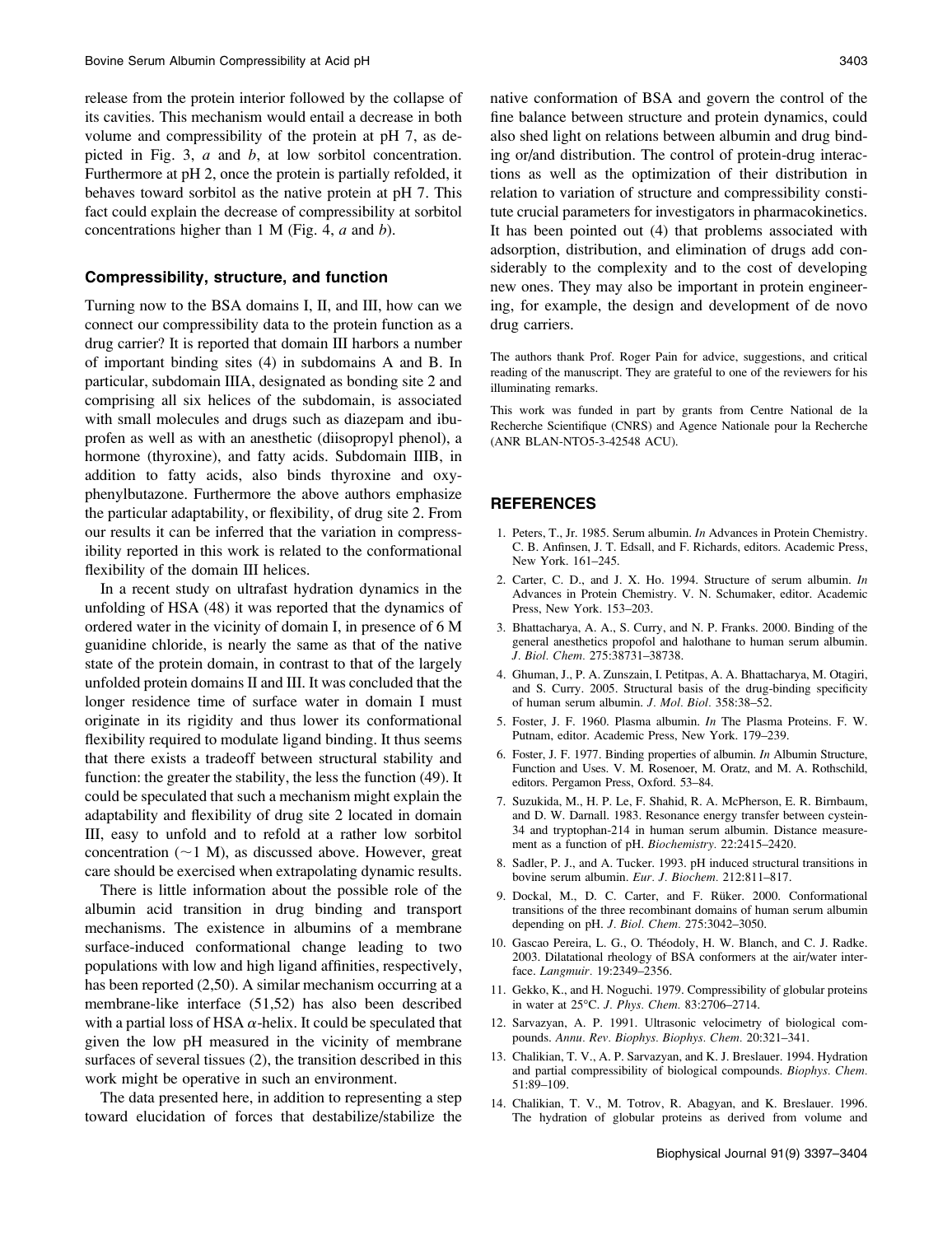release from the protein interior followed by the collapse of its cavities. This mechanism would entail a decrease in both volume and compressibility of the protein at pH 7, as depicted in Fig. 3, *a* and *b*, at low sorbitol concentration. Furthermore at pH 2, once the protein is partially refolded, it behaves toward sorbitol as the native protein at pH 7. This fact could explain the decrease of compressibility at sorbitol concentrations higher than 1 M (Fig. 4, *a* and *b*).

### Compressibility, structure, and function

Turning now to the BSA domains I, II, and III, how can we connect our compressibility data to the protein function as a drug carrier? It is reported that domain III harbors a number of important binding sites (4) in subdomains A and B. In particular, subdomain IIIA, designated as bonding site 2 and comprising all six helices of the subdomain, is associated with small molecules and drugs such as diazepam and ibuprofen as well as with an anesthetic (diisopropyl phenol), a hormone (thyroxine), and fatty acids. Subdomain IIIB, in addition to fatty acids, also binds thyroxine and oxyphenylbutazone. Furthermore the above authors emphasize the particular adaptability, or flexibility, of drug site 2. From our results it can be inferred that the variation in compressibility reported in this work is related to the conformational flexibility of the domain III helices.

In a recent study on ultrafast hydration dynamics in the unfolding of HSA (48) it was reported that the dynamics of ordered water in the vicinity of domain I, in presence of 6 M guanidine chloride, is nearly the same as that of the native state of the protein domain, in contrast to that of the largely unfolded protein domains II and III. It was concluded that the longer residence time of surface water in domain I must originate in its rigidity and thus lower its conformational flexibility required to modulate ligand binding. It thus seems that there exists a tradeoff between structural stability and function: the greater the stability, the less the function (49). It could be speculated that such a mechanism might explain the adaptability and flexibility of drug site 2 located in domain III, easy to unfold and to refold at a rather low sorbitol concentration ($\sim$1 M), as discussed above. However, great care should be exercised when extrapolating dynamic results.

There is little information about the possible role of the albumin acid transition in drug binding and transport mechanisms. The existence in albumins of a membrane surface-induced conformational change leading to two populations with low and high ligand affinities, respectively, has been reported (2,50). A similar mechanism occurring at a membrane-like interface (51,52) has also been described with a partial loss of HSA $\alpha$-helix. It could be speculated that given the low pH measured in the vicinity of membrane surfaces of several tissues (2), the transition described in this work might be operative in such an environment.

The data presented here, in addition to representing a step toward elucidation of forces that destabilize/stabilize the native conformation of BSA and govern the control of the fine balance between structure and protein dynamics, could also shed light on relations between albumin and drug binding or/and distribution. The control of protein-drug interactions as well as the optimization of their distribution in relation to variation of structure and compressibility constitute crucial parameters for investigators in pharmacokinetics. It has been pointed out (4) that problems associated with adsorption, distribution, and elimination of drugs add considerably to the complexity and to the cost of developing new ones. They may also be important in protein engineering, for example, the design and development of de novo drug carriers.

The authors thank Prof. Roger Pain for advice, suggestions, and critical reading of the manuscript. They are grateful to one of the reviewers for his illuminating remarks.

This work was funded in part by grants from Centre National de la Recherche Scientifique (CNRS) and Agence Nationale pour la Recherche (ANR BLAN-NTO5-3-42548 ACU).

## REFERENCES

1. Peters, T., Jr. 1985. Serum albumin. *In* Advances in Protein Chemistry. C. B. Anfinsen, J. T. Edsall, and F. Richards, editors. Academic Press, New York. 161–245.
2. Carter, C. D., and J. X. Ho. 1994. Structure of serum albumin. *In* Advances in Protein Chemistry. V. N. Schumaker, editor. Academic Press, New York. 153–203.
3. Bhattacharya, A. A., S. Curry, and N. P. Franks. 2000. Binding of the general anesthetics propofol and halothane to human serum albumin. *J. Biol. Chem.* 275:38731–38738.
4. Ghuman, J., P. A. Zunszain, I. Petitpas, A. A. Bhattacharya, M. Otagiri, and S. Curry. 2005. Structural basis of the drug-binding specificity of human serum albumin. *J. Mol. Biol.* 358:38–52.
5. Foster, J. F. 1960. Plasma albumin. *In* The Plasma Proteins. F. W. Putnam, editor. Academic Press, New York. 179–239.
6. Foster, J. F. 1977. Binding properties of albumin. *In* Albumin Structure, Function and Uses. V. M. Rosenoer, M. Oratz, and M. A. Rothschild, editors. Pergamon Press, Oxford. 53–84.
7. Suzukida, M., H. P. Le, F. Shahid, R. A. McPherson, E. R. Birnbaum, and D. W. Darnall. 1983. Resonance energy transfer between cystein-34 and tryptophan-214 in human serum albumin. Distance measurement as a function of pH. *Biochemistry.* 22:2415–2420.
8. Sadler, P. J., and A. Tucker. 1993. pH induced structural transitions in bovine serum albumin. *Eur. J. Biochem.* 212:811–817.
9. Dockal, M., D. C. Carter, and F. Rüker. 2000. Conformational transitions of the three recombinant domains of human serum albumin depending on pH. *J. Biol. Chem.* 275:3042–3050.
10. Gascao Pereira, L. G., O. Théodoly, H. W. Blanch, and C. J. Radke. 2003. Dilatational rheology of BSA conformers at the air/water interface. *Langmuir.* 19:2349–2356.
11. Gekko, K., and H. Noguchi. 1979. Compressibility of globular proteins in water at 25°C. *J. Phys. Chem.* 83:2706–2714.
12. Sarvazyan, A. P. 1991. Ultrasonic velocimetry of biological compounds. *Annu. Rev. Biophys. Biophys. Chem.* 20:321–341.
13. Chalikian, T. V., A. P. Sarvazyan, and K. J. Breslauer. 1994. Hydration and partial compressibility of biological compounds. *Biophys. Chem.* 51:89–109.
14. Chalikian, T. V., M. Totrov, R. Abagyan, and K. Breslauer. 1996. The hydration of globular proteins as derived from volume and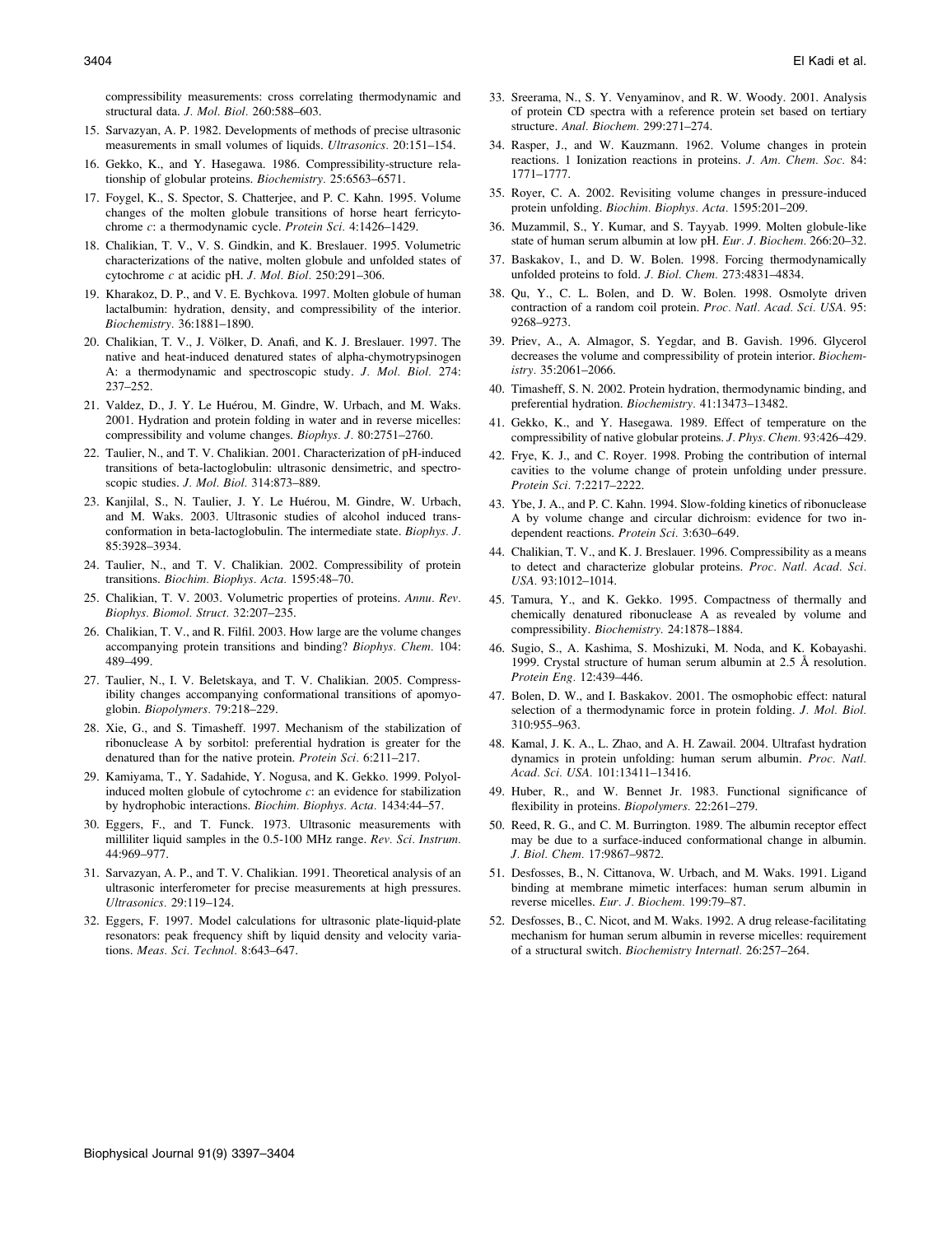compressibility measurements: cross correlating thermodynamic and structural data. *J. Mol. Biol.* 260:588–603.

15. Sarvazyan, A. P. 1982. Developments of methods of precise ultrasonic measurements in small volumes of liquids. *Ultrasonics.* 20:151–154.
16. Gekko, K., and Y. Hasegawa. 1986. Compressibility-structure relationship of globular proteins. *Biochemistry.* 25:6563–6571.
17. Foygel, K., S. Spector, S. Chatterjee, and P. C. Kahn. 1995. Volume changes of the molten globule transitions of horse heart ferricytochrome *c*: a thermodynamic cycle. *Protein Sci.* 4:1426–1429.
18. Chalikian, T. V., V. S. Gindkin, and K. Breslauer. 1995. Volumetric characterizations of the native, molten globule and unfolded states of cytochrome *c* at acidic pH. *J. Mol. Biol.* 250:291–306.
19. Kharakoz, D. P., and V. E. Bychkova. 1997. Molten globule of human lactalbumin: hydration, density, and compressibility of the interior. *Biochemistry.* 36:1881–1890.
20. Chalikian, T. V., J. Völker, D. Anafi, and K. J. Breslauer. 1997. The native and heat-induced denatured states of alpha-chymotrypsinogen A: a thermodynamic and spectroscopic study. *J. Mol. Biol.* 274: 237–252.
21. Valdez, D., J. Y. Le Huérou, M. Gindre, W. Urbach, and M. Waks. 2001. Hydration and protein folding in water and in reverse micelles: compressibility and volume changes. *Biophys. J.* 80:2751–2760.
22. Taulier, N., and T. V. Chalikian. 2001. Characterization of pH-induced transitions of beta-lactoglobulin: ultrasonic densimetric, and spectroscopic studies. *J. Mol. Biol.* 314:873–889.
23. Kanjilal, S., N. Taulier, J. Y. Le Huérou, M. Gindre, W. Urbach, and M. Waks. 2003. Ultrasonic studies of alcohol induced transconformation in beta-lactoglobulin. The intermediate state. *Biophys. J.* 85:3928–3934.
24. Taulier, N., and T. V. Chalikian. 2002. Compressibility of protein transitions. *Biochim. Biophys. Acta.* 1595:48–70.
25. Chalikian, T. V. 2003. Volumetric properties of proteins. *Annu. Rev. Biophys. Biomol. Struct.* 32:207–235.
26. Chalikian, T. V., and R. Filfil. 2003. How large are the volume changes accompanying protein transitions and binding? *Biophys. Chem.* 104: 489–499.
27. Taulier, N., I. V. Beletskaya, and T. V. Chalikian. 2005. Compressibility changes accompanying conformational transitions of apomyoglobin. *Biopolymers.* 79:218–229.
28. Xie, G., and S. Timasheff. 1997. Mechanism of the stabilization of ribonuclease A by sorbitol: preferential hydration is greater for the denatured than for the native protein. *Protein Sci.* 6:211–217.
29. Kamiyama, T., Y. Sadahide, Y. Nogusa, and K. Gekko. 1999. Polyol-induced molten globule of cytochrome *c*: an evidence for stabilization by hydrophobic interactions. *Biochim. Biophys. Acta.* 1434:44–57.
30. Eggers, F., and T. Funck. 1973. Ultrasonic measurements with milliliter liquid samples in the 0.5-100 MHz range. *Rev. Sci. Instrum.* 44:969–977.
31. Sarvazyan, A. P., and T. V. Chalikian. 1991. Theoretical analysis of an ultrasonic interferometer for precise measurements at high pressures. *Ultrasonics.* 29:119–124.
32. Eggers, F. 1997. Model calculations for ultrasonic plate-liquid-plate resonators: peak frequency shift by liquid density and velocity variations. *Meas. Sci. Technol.* 8:643–647.
33. Sreerama, N., S. Y. Venyaminov, and R. W. Woody. 2001. Analysis of protein CD spectra with a reference protein set based on tertiary structure. *Anal. Biochem.* 299:271–274.
34. Rasper, J., and W. Kauzmann. 1962. Volume changes in protein reactions. 1 Ionization reactions in proteins. *J. Am. Chem. Soc.* 84: 1771–1777.
35. Royer, C. A. 2002. Revisiting volume changes in pressure-induced protein unfolding. *Biochim. Biophys. Acta.* 1595:201–209.
36. Muzammil, S., Y. Kumar, and S. Tayyab. 1999. Molten globule-like state of human serum albumin at low pH. *Eur. J. Biochem.* 266:20–32.
37. Baskakov, I., and D. W. Bolen. 1998. Forcing thermodynamically unfolded proteins to fold. *J. Biol. Chem.* 273:4831–4834.
38. Qu, Y., C. L. Bolen, and D. W. Bolen. 1998. Osmolyte driven contraction of a random coil protein. *Proc. Natl. Acad. Sci. USA.* 95: 9268–9273.
39. Priev, A., A. Almagor, S. Yegdar, and B. Gavish. 1996. Glycerol decreases the volume and compressibility of protein interior. *Biochemistry.* 35:2061–2066.
40. Timasheff, S. N. 2002. Protein hydration, thermodynamic binding, and preferential hydration. *Biochemistry.* 41:13473–13482.
41. Gekko, K., and Y. Hasegawa. 1989. Effect of temperature on the compressibility of native globular proteins. *J. Phys. Chem.* 93:426–429.
42. Frye, K. J., and C. Royer. 1998. Probing the contribution of internal cavities to the volume change of protein unfolding under pressure. *Protein Sci.* 7:2217–2222.
43. Ybe, J. A., and P. C. Kahn. 1994. Slow-folding kinetics of ribonuclease A by volume change and circular dichroism: evidence for two independent reactions. *Protein Sci.* 3:630–649.
44. Chalikian, T. V., and K. J. Breslauer. 1996. Compressibility as a means to detect and characterize globular proteins. *Proc. Natl. Acad. Sci. USA.* 93:1012–1014.
45. Tamura, Y., and K. Gekko. 1995. Compactness of thermally and chemically denatured ribonuclease A as revealed by volume and compressibility. *Biochemistry.* 24:1878–1884.
46. Sugio, S., A. Kashima, S. Moshizuki, M. Noda, and K. Kobayashi. 1999. Crystal structure of human serum albumin at 2.5 Å resolution. *Protein Eng.* 12:439–446.
47. Bolen, D. W., and I. Baskakov. 2001. The osmophobic effect: natural selection of a thermodynamic force in protein folding. *J. Mol. Biol.* 310:955–963.
48. Kamal, J. K. A., L. Zhao, and A. H. Zawail. 2004. Ultrafast hydration dynamics in protein unfolding: human serum albumin. *Proc. Natl. Acad. Sci. USA.* 101:13411–13416.
49. Huber, R., and W. Bennet Jr. 1983. Functional significance of flexibility in proteins. *Biopolymers.* 22:261–279.
50. Reed, R. G., and C. M. Burrington. 1989. The albumin receptor effect may be due to a surface-induced conformational change in albumin. *J. Biol. Chem.* 17:9867–9872.
51. Desfosses, B., N. Cittanova, W. Urbach, and M. Waks. 1991. Ligand binding at membrane mimetic interfaces: human serum albumin in reverse micelles. *Eur. J. Biochem.* 199:79–87.
52. Desfosses, B., C. Nicot, and M. Waks. 1992. A drug release-facilitating mechanism for human serum albumin in reverse micelles: requirement of a structural switch. *Biochemistry Internatl.* 26:257–264.